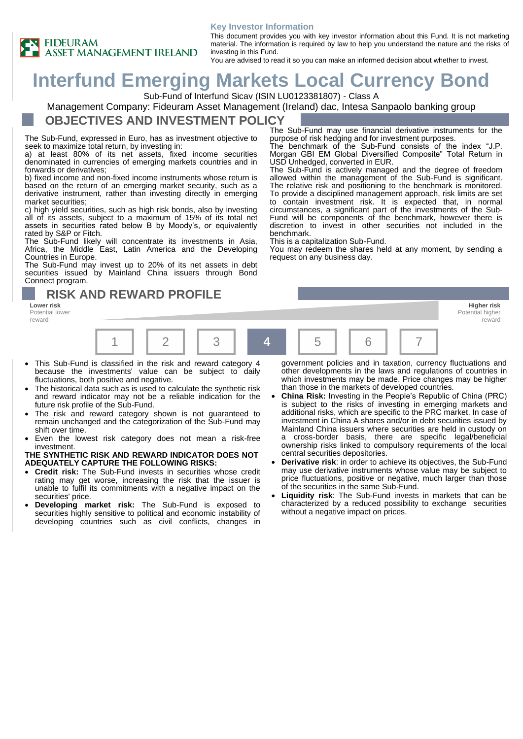FIDEURAM ASSET MANAGEMENT IRELAND

**Key Investor Information**

This document provides you with key investor information about this Fund. It is not marketing material. The information is required by law to help you understand the nature and the risks of investing in this Fund.
You are advised to read it so you can make an informed decision about whether to invest.

# Interfund Emerging Markets Local Currency Bond

Sub-Fund of Interfund Sicav (ISIN LU0123381807) - Class A

Management Company: Fideuram Asset Management (Ireland) dac, Intesa Sanpaolo banking group

## OBJECTIVES AND INVESTMENT POLICY

The Sub-Fund, expressed in Euro, has as investment objective to seek to maximize total return, by investing in:

a) at least 80% of its net assets, fixed income securities denominated in currencies of emerging markets countries and in forwards or derivatives;

b) fixed income and non-fixed income instruments whose return is based on the return of an emerging market security, such as a derivative instrument, rather than investing directly in emerging market securities;

c) high yield securities, such as high risk bonds, also by investing all of its assets, subject to a maximum of 15% of its total net assets in securities rated below B by Moody's, or equivalently rated by S&P or Fitch.

The Sub-Fund likely will concentrate its investments in Asia, Africa, the Middle East, Latin America and the Developing Countries in Europe.

The Sub-Fund may invest up to 20% of its net assets in debt securities issued by Mainland China issuers through Bond Connect program.

The Sub-Fund may use financial derivative instruments for the purpose of risk hedging and for investment purposes.

The benchmark of the Sub-Fund consists of the index "J.P. Morgan GBI EM Global Diversified Composite" Total Return in USD Unhedged, converted in EUR.

The Sub-Fund is actively managed and the degree of freedom allowed within the management of the Sub-Fund is significant. The relative risk and positioning to the benchmark is monitored. To provide a disciplined management approach, risk limits are set to contain investment risk. It is expected that, in normal circumstances, a significant part of the investments of the Sub-Fund will be components of the benchmark, however there is discretion to invest in other securities not included in the benchmark.

This is a capitalization Sub-Fund.

You may redeem the shares held at any moment, by sending a request on any business day.

## RISK AND REWARD PROFILE

| Lower risk<br>Potential lower reward | | | | | | Higher risk<br>Potential higher reward |
|---|---|---|---|---|---|---|
| 1 | 2 | 3 | **4** | 5 | 6 | 7 |

- This Sub-Fund is classified in the risk and reward category 4 because the investments' value can be subject to daily fluctuations, both positive and negative.
- The historical data such as is used to calculate the synthetic risk and reward indicator may not be a reliable indication for the future risk profile of the Sub-Fund.
- The risk and reward category shown is not guaranteed to remain unchanged and the categorization of the Sub-Fund may shift over time.
- Even the lowest risk category does not mean a risk-free investment.

**THE SYNTHETIC RISK AND REWARD INDICATOR DOES NOT ADEQUATELY CAPTURE THE FOLLOWING RISKS:**

- **Credit risk:** The Sub-Fund invests in securities whose credit rating may get worse, increasing the risk that the issuer is unable to fulfil its commitments with a negative impact on the securities' price.
- **Developing market risk:** The Sub-Fund is exposed to securities highly sensitive to political and economic instability of developing countries such as civil conflicts, changes in government policies and in taxation, currency fluctuations and other developments in the laws and regulations of countries in which investments may be made. Price changes may be higher than those in the markets of developed countries.
- **China Risk:** Investing in the People's Republic of China (PRC) is subject to the risks of investing in emerging markets and additional risks, which are specific to the PRC market. In case of investment in China A shares and/or in debt securities issued by Mainland China issuers where securities are held in custody on a cross-border basis, there are specific legal/beneficial ownership risks linked to compulsory requirements of the local central securities depositories.
- **Derivative risk**: in order to achieve its objectives, the Sub-Fund may use derivative instruments whose value may be subject to price fluctuations, positive or negative, much larger than those of the securities in the same Sub-Fund.
- **Liquidity risk**: The Sub-Fund invests in markets that can be characterized by a reduced possibility to exchange securities without a negative impact on prices.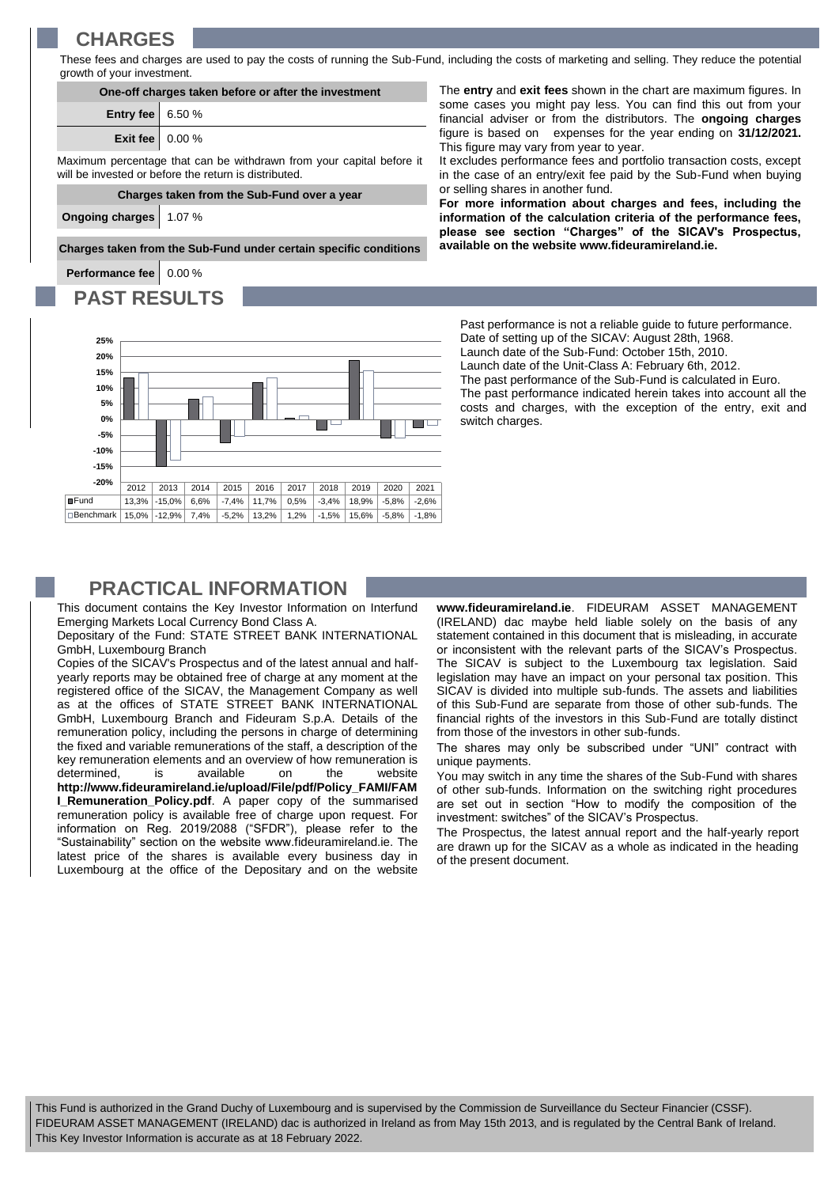## CHARGES

These fees and charges are used to pay the costs of running the Sub-Fund, including the costs of marketing and selling. They reduce the potential growth of your investment.

| One-off charges taken before or after the investment | |
|---|---|
| **Entry fee** | 6.50 % |
| **Exit fee** | 0.00 % |

Maximum percentage that can be withdrawn from your capital before it will be invested or before the return is distributed.

| Charges taken from the Sub-Fund over a year | |
|---|---|
| **Ongoing charges** | 1.07 % |

| Charges taken from the Sub-Fund under certain specific conditions | |
|---|---|
| **Performance fee** | 0.00 % |

The **entry** and **exit fees** shown in the chart are maximum figures. In some cases you might pay less. You can find this out from your financial adviser or from the distributors. The **ongoing charges** figure is based on expenses for the year ending on **31/12/2021.** This figure may vary from year to year.

It excludes performance fees and portfolio transaction costs, except in the case of an entry/exit fee paid by the Sub-Fund when buying or selling shares in another fund.

**For more information about charges and fees, including the information of the calculation criteria of the performance fees, please see section "Charges" of the SICAV's Prospectus, available on the website www.fideuramireland.ie.**

## PAST RESULTS

25%
20%
15%
10%
5%
0%
-5%
-10%
-15%
-20%

| | 2012 | 2013 | 2014 | 2015 | 2016 | 2017 | 2018 | 2019 | 2020 | 2021 |
|---|---|---|---|---|---|---|---|---|---|---|
| Fund | 13,3% | -15,0% | 6,6% | -7,4% | 11,7% | 0,5% | -3,4% | 18,9% | -5,8% | -2,6% |
| Benchmark | 15,0% | -12,9% | 7,4% | -5,2% | 13,2% | 1,2% | -1,5% | 15,6% | -5,8% | -1,8% |

Past performance is not a reliable guide to future performance.
Date of setting up of the SICAV: August 28th, 1968.
Launch date of the Sub-Fund: October 15th, 2010.
Launch date of the Unit-Class A: February 6th, 2012.
The past performance of the Sub-Fund is calculated in Euro.
The past performance indicated herein takes into account all the costs and charges, with the exception of the entry, exit and switch charges.

## PRACTICAL INFORMATION

This document contains the Key Investor Information on Interfund Emerging Markets Local Currency Bond Class A.

Depositary of the Fund: STATE STREET BANK INTERNATIONAL GmbH, Luxembourg Branch

Copies of the SICAV's Prospectus and of the latest annual and half-yearly reports may be obtained free of charge at any moment at the registered office of the SICAV, the Management Company as well as at the offices of STATE STREET BANK INTERNATIONAL GmbH, Luxembourg Branch and Fideuram S.p.A. Details of the remuneration policy, including the persons in charge of determining the fixed and variable remunerations of the staff, a description of the key remuneration elements and an overview of how remuneration is determined, is available on the website **http://www.fideuramireland.ie/upload/File/pdf/Policy_FAMI/FAMI_Remuneration_Policy.pdf**. A paper copy of the summarised remuneration policy is available free of charge upon request. For information on Reg. 2019/2088 ("SFDR"), please refer to the "Sustainability" section on the website www.fideuramireland.ie. The latest price of the shares is available every business day in Luxembourg at the office of the Depositary and on the website **www.fideuramireland.ie**. FIDEURAM ASSET MANAGEMENT (IRELAND) dac maybe held liable solely on the basis of any statement contained in this document that is misleading, in accurate or inconsistent with the relevant parts of the SICAV's Prospectus. The SICAV is subject to the Luxembourg tax legislation. Said legislation may have an impact on your personal tax position. This SICAV is divided into multiple sub-funds. The assets and liabilities of this Sub-Fund are separate from those of other sub-funds. The financial rights of the investors in this Sub-Fund are totally distinct from those of the investors in other sub-funds.

The shares may only be subscribed under "UNI" contract with unique payments.

You may switch in any time the shares of the Sub-Fund with shares of other sub-funds. Information on the switching right procedures are set out in section "How to modify the composition of the investment: switches" of the SICAV's Prospectus.

The Prospectus, the latest annual report and the half-yearly report are drawn up for the SICAV as a whole as indicated in the heading of the present document.

This Fund is authorized in the Grand Duchy of Luxembourg and is supervised by the Commission de Surveillance du Secteur Financier (CSSF).
FIDEURAM ASSET MANAGEMENT (IRELAND) dac is authorized in Ireland as from May 15th 2013, and is regulated by the Central Bank of Ireland.
This Key Investor Information is accurate as at 18 February 2022.